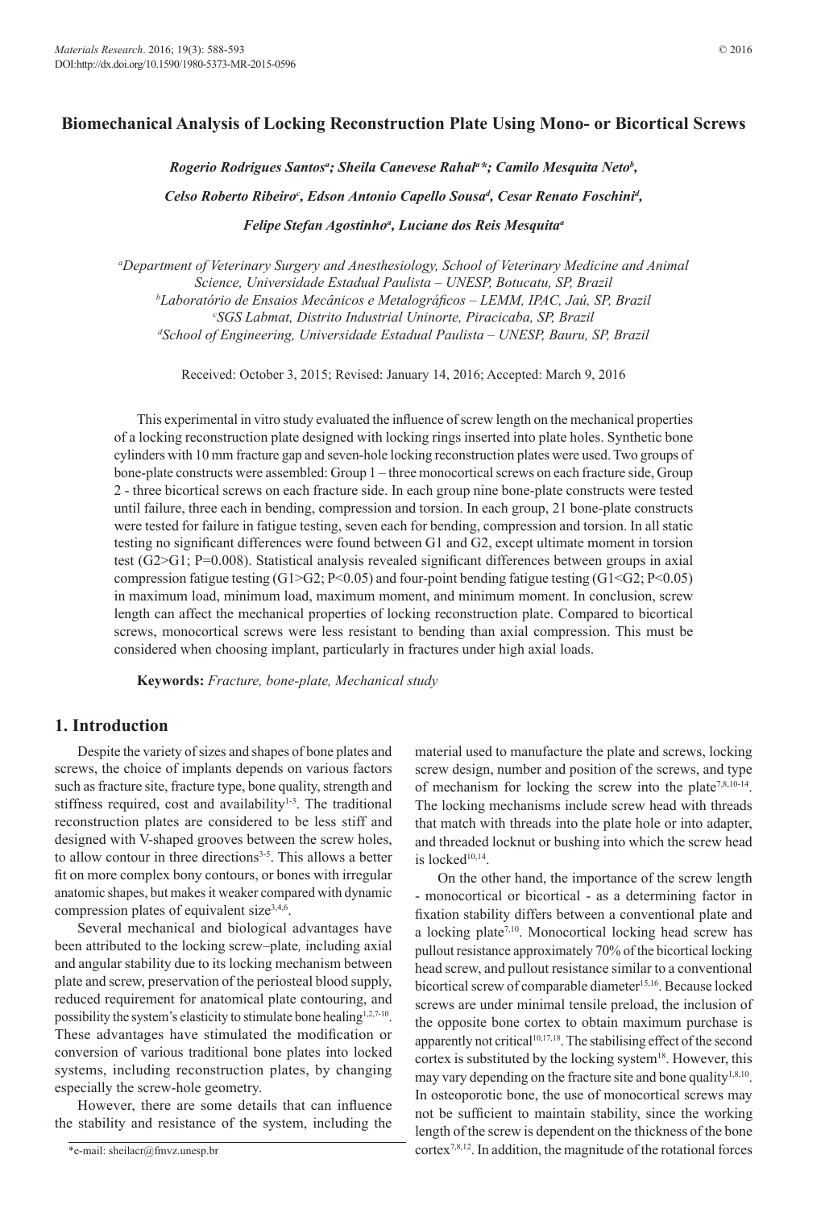# Biomechanical Analysis of Locking Reconstruction Plate Using Mono- or Bicortical Screws

*Rogerio Rodrigues Santos[a]; Sheila Canevese Rahal[a]\*; Camilo Mesquita Neto[b], Celso Roberto Ribeiro[c], Edson Antonio Capello Sousa[d], Cesar Renato Foschini[d], Felipe Stefan Agostinho[a], Luciane dos Reis Mesquita[a]*

[a]*Department of Veterinary Surgery and Anesthesiology, School of Veterinary Medicine and Animal Science, Universidade Estadual Paulista – UNESP, Botucatu, SP, Brazil*
[b]*Laboratório de Ensaios Mecânicos e Metalográficos – LEMM, IPAC, Jaú, SP, Brazil*
[c]*SGS Labmat, Distrito Industrial Uninorte, Piracicaba, SP, Brazil*
[d]*School of Engineering, Universidade Estadual Paulista – UNESP, Bauru, SP, Brazil*

Received: October 3, 2015; Revised: January 14, 2016; Accepted: March 9, 2016

This experimental in vitro study evaluated the influence of screw length on the mechanical properties of a locking reconstruction plate designed with locking rings inserted into plate holes. Synthetic bone cylinders with 10 mm fracture gap and seven-hole locking reconstruction plates were used. Two groups of bone-plate constructs were assembled: Group 1 – three monocortical screws on each fracture side, Group 2 - three bicortical screws on each fracture side. In each group nine bone-plate constructs were tested until failure, three each in bending, compression and torsion. In each group, 21 bone-plate constructs were tested for failure in fatigue testing, seven each for bending, compression and torsion. In all static testing no significant differences were found between G1 and G2, except ultimate moment in torsion test (G2>G1; P=0.008). Statistical analysis revealed significant differences between groups in axial compression fatigue testing (G1>G2; P<0.05) and four-point bending fatigue testing (G1<G2; P<0.05) in maximum load, minimum load, maximum moment, and minimum moment. In conclusion, screw length can affect the mechanical properties of locking reconstruction plate. Compared to bicortical screws, monocortical screws were less resistant to bending than axial compression. This must be considered when choosing implant, particularly in fractures under high axial loads.

**Keywords:** *Fracture, bone-plate, Mechanical study*

## 1. Introduction

Despite the variety of sizes and shapes of bone plates and screws, the choice of implants depends on various factors such as fracture site, fracture type, bone quality, strength and stiffness required, cost and availability[1-3]. The traditional reconstruction plates are considered to be less stiff and designed with V-shaped grooves between the screw holes, to allow contour in three directions[3-5]. This allows a better fit on more complex bony contours, or bones with irregular anatomic shapes, but makes it weaker compared with dynamic compression plates of equivalent size[3,4,6].

Several mechanical and biological advantages have been attributed to the locking screw–plate*,* including axial and angular stability due to its locking mechanism between plate and screw, preservation of the periosteal blood supply, reduced requirement for anatomical plate contouring, and possibility the system's elasticity to stimulate bone healing[1,2,7-10]. These advantages have stimulated the modification or conversion of various traditional bone plates into locked systems, including reconstruction plates, by changing especially the screw-hole geometry.

However, there are some details that can influence the stability and resistance of the system, including the material used to manufacture the plate and screws, locking screw design, number and position of the screws, and type of mechanism for locking the screw into the plate[7,8,10-14]. The locking mechanisms include screw head with threads that match with threads into the plate hole or into adapter, and threaded locknut or bushing into which the screw head is locked[10,14].

On the other hand, the importance of the screw length - monocortical or bicortical - as a determining factor in fixation stability differs between a conventional plate and a locking plate[7,10]. Monocortical locking head screw has pullout resistance approximately 70% of the bicortical locking head screw, and pullout resistance similar to a conventional bicortical screw of comparable diameter[15,16]. Because locked screws are under minimal tensile preload, the inclusion of the opposite bone cortex to obtain maximum purchase is apparently not critical[10,17,18]. The stabilising effect of the second cortex is substituted by the locking system[18]. However, this may vary depending on the fracture site and bone quality[1,8,10]. In osteoporotic bone, the use of monocortical screws may not be sufficient to maintain stability, since the working length of the screw is dependent on the thickness of the bone cortex[7,8,12]. In addition, the magnitude of the rotational forces

\*e-mail: sheilacr@fmvz.unesp.br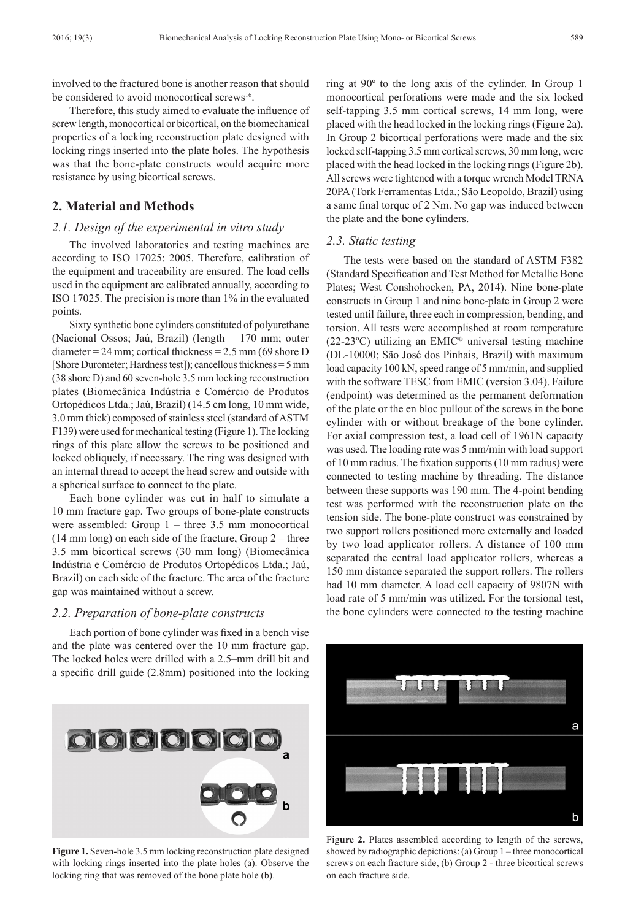involved to the fractured bone is another reason that should be considered to avoid monocortical screws[16].

Therefore, this study aimed to evaluate the influence of screw length, monocortical or bicortical, on the biomechanical properties of a locking reconstruction plate designed with locking rings inserted into the plate holes. The hypothesis was that the bone-plate constructs would acquire more resistance by using bicortical screws.

## 2. Material and Methods

### 2.1. Design of the experimental in vitro study

The involved laboratories and testing machines are according to ISO 17025: 2005. Therefore, calibration of the equipment and traceability are ensured. The load cells used in the equipment are calibrated annually, according to ISO 17025. The precision is more than 1% in the evaluated points.

Sixty synthetic bone cylinders constituted of polyurethane (Nacional Ossos; Jaú, Brazil) (length = 170 mm; outer diameter = 24 mm; cortical thickness = 2.5 mm (69 shore D [Shore Durometer; Hardness test]); cancellous thickness = 5 mm (38 shore D) and 60 seven-hole 3.5 mm locking reconstruction plates (Biomecânica Indústria e Comércio de Produtos Ortopédicos Ltda.; Jaú, Brazil) (14.5 cm long, 10 mm wide, 3.0 mm thick) composed of stainless steel (standard of ASTM F139) were used for mechanical testing (Figure 1). The locking rings of this plate allow the screws to be positioned and locked obliquely, if necessary. The ring was designed with an internal thread to accept the head screw and outside with a spherical surface to connect to the plate.

Each bone cylinder was cut in half to simulate a 10 mm fracture gap. Two groups of bone-plate constructs were assembled: Group 1 – three 3.5 mm monocortical (14 mm long) on each side of the fracture, Group 2 – three 3.5 mm bicortical screws (30 mm long) (Biomecânica Indústria e Comércio de Produtos Ortopédicos Ltda.; Jaú, Brazil) on each side of the fracture. The area of the fracture gap was maintained without a screw.

### 2.2. Preparation of bone-plate constructs

Each portion of bone cylinder was fixed in a bench vise and the plate was centered over the 10 mm fracture gap. The locked holes were drilled with a 2.5–mm drill bit and a specific drill guide (2.8mm) positioned into the locking ring at 90º to the long axis of the cylinder. In Group 1 monocortical perforations were made and the six locked self-tapping 3.5 mm cortical screws, 14 mm long, were placed with the head locked in the locking rings (Figure 2a). In Group 2 bicortical perforations were made and the six locked self-tapping 3.5 mm cortical screws, 30 mm long, were placed with the head locked in the locking rings (Figure 2b). All screws were tightened with a torque wrench Model TRNA 20PA (Tork Ferramentas Ltda.; São Leopoldo, Brazil) using a same final torque of 2 Nm. No gap was induced between the plate and the bone cylinders.

### 2.3. Static testing

The tests were based on the standard of ASTM F382 (Standard Specification and Test Method for Metallic Bone Plates; West Conshohocken, PA, 2014). Nine bone-plate constructs in Group 1 and nine bone-plate in Group 2 were tested until failure, three each in compression, bending, and torsion. All tests were accomplished at room temperature (22-23ºC) utilizing an EMIC® universal testing machine (DL-10000; São José dos Pinhais, Brazil) with maximum load capacity 100 kN, speed range of 5 mm/min, and supplied with the software TESC from EMIC (version 3.04). Failure (endpoint) was determined as the permanent deformation of the plate or the en bloc pullout of the screws in the bone cylinder with or without breakage of the bone cylinder. For axial compression test, a load cell of 1961N capacity was used. The loading rate was 5 mm/min with load support of 10 mm radius. The fixation supports (10 mm radius) were connected to testing machine by threading. The distance between these supports was 190 mm. The 4-point bending test was performed with the reconstruction plate on the tension side. The bone-plate construct was constrained by two support rollers positioned more externally and loaded by two load applicator rollers. A distance of 100 mm separated the central load applicator rollers, whereas a 150 mm distance separated the support rollers. The rollers had 10 mm diameter. A load cell capacity of 9807N with load rate of 5 mm/min was utilized. For the torsional test, the bone cylinders were connected to the testing machine

**Figure 1.** Seven-hole 3.5 mm locking reconstruction plate designed with locking rings inserted into the plate holes (a). Observe the locking ring that was removed of the bone plate hole (b).

**Figure 2.** Plates assembled according to length of the screws, showed by radiographic depictions: (a) Group 1 – three monocortical screws on each fracture side, (b) Group 2 - three bicortical screws on each fracture side.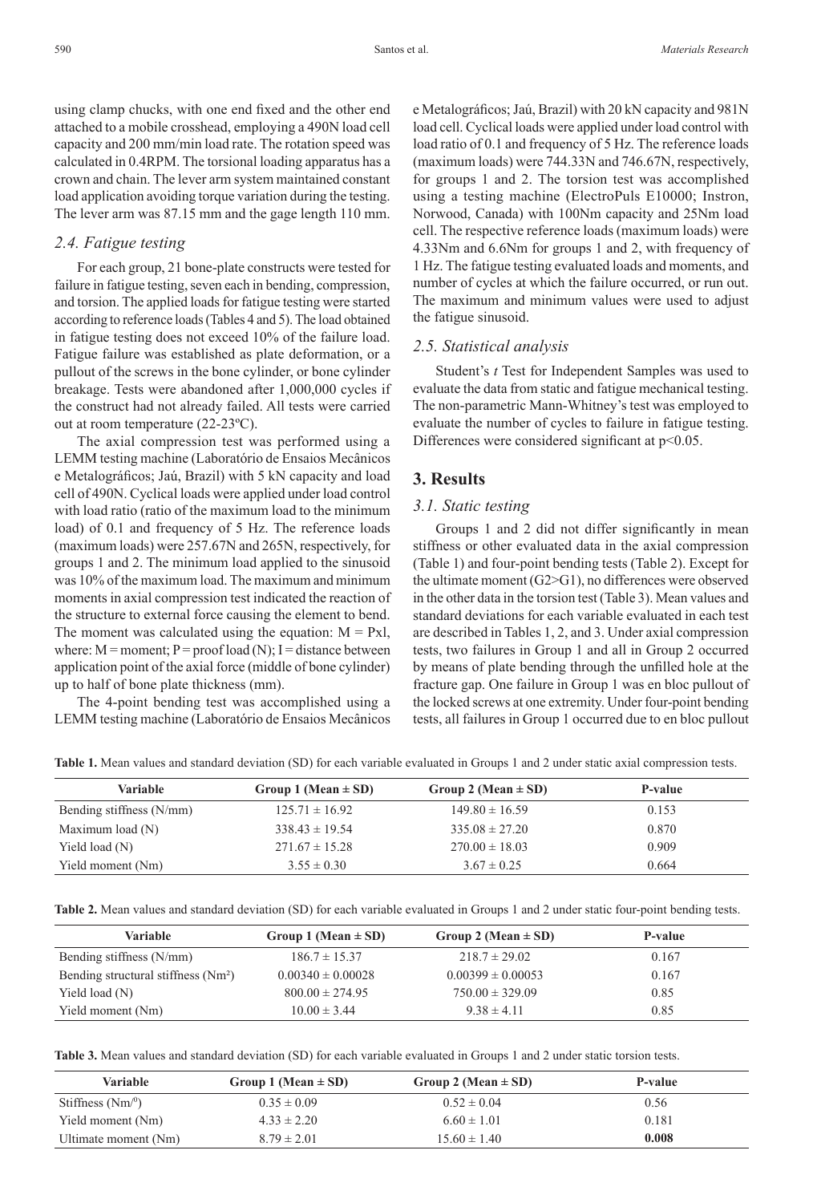using clamp chucks, with one end fixed and the other end attached to a mobile crosshead, employing a 490N load cell capacity and 200 mm/min load rate. The rotation speed was calculated in 0.4RPM. The torsional loading apparatus has a crown and chain. The lever arm system maintained constant load application avoiding torque variation during the testing. The lever arm was 87.15 mm and the gage length 110 mm.

### *2.4. Fatigue testing*

For each group, 21 bone-plate constructs were tested for failure in fatigue testing, seven each in bending, compression, and torsion. The applied loads for fatigue testing were started according to reference loads (Tables 4 and 5). The load obtained in fatigue testing does not exceed 10% of the failure load. Fatigue failure was established as plate deformation, or a pullout of the screws in the bone cylinder, or bone cylinder breakage. Tests were abandoned after 1,000,000 cycles if the construct had not already failed. All tests were carried out at room temperature (22-23ºC).

The axial compression test was performed using a LEMM testing machine (Laboratório de Ensaios Mecânicos e Metalográficos; Jaú, Brazil) with 5 kN capacity and load cell of 490N. Cyclical loads were applied under load control with load ratio (ratio of the maximum load to the minimum load) of 0.1 and frequency of 5 Hz. The reference loads (maximum loads) were 257.67N and 265N, respectively, for groups 1 and 2. The minimum load applied to the sinusoid was 10% of the maximum load. The maximum and minimum moments in axial compression test indicated the reaction of the structure to external force causing the element to bend. The moment was calculated using the equation: $M = Pxl$, where: M = moment; P = proof load (N); I = distance between application point of the axial force (middle of bone cylinder) up to half of bone plate thickness (mm).

The 4-point bending test was accomplished using a LEMM testing machine (Laboratório de Ensaios Mecânicos e Metalográficos; Jaú, Brazil) with 20 kN capacity and 981N load cell. Cyclical loads were applied under load control with load ratio of 0.1 and frequency of 5 Hz. The reference loads (maximum loads) were 744.33N and 746.67N, respectively, for groups 1 and 2. The torsion test was accomplished using a testing machine (ElectroPuls E10000; Instron, Norwood, Canada) with 100Nm capacity and 25Nm load cell. The respective reference loads (maximum loads) were 4.33Nm and 6.6Nm for groups 1 and 2, with frequency of 1 Hz. The fatigue testing evaluated loads and moments, and number of cycles at which the failure occurred, or run out. The maximum and minimum values were used to adjust the fatigue sinusoid.

### *2.5. Statistical analysis*

Student's *t* Test for Independent Samples was used to evaluate the data from static and fatigue mechanical testing. The non-parametric Mann-Whitney's test was employed to evaluate the number of cycles to failure in fatigue testing. Differences were considered significant at $p<0.05$.

## 3. Results

### *3.1. Static testing*

Groups 1 and 2 did not differ significantly in mean stiffness or other evaluated data in the axial compression (Table 1) and four-point bending tests (Table 2). Except for the ultimate moment (G2>G1), no differences were observed in the other data in the torsion test (Table 3). Mean values and standard deviations for each variable evaluated in each test are described in Tables 1, 2, and 3. Under axial compression tests, two failures in Group 1 and all in Group 2 occurred by means of plate bending through the unfilled hole at the fracture gap. One failure in Group 1 was en bloc pullout of the locked screws at one extremity. Under four-point bending tests, all failures in Group 1 occurred due to en bloc pullout

**Table 1.** Mean values and standard deviation (SD) for each variable evaluated in Groups 1 and 2 under static axial compression tests.

| Variable | Group 1 (Mean ± SD) | Group 2 (Mean ± SD) | P-value |
|---|---|---|---|
| Bending stiffness (N/mm) | 125.71 ± 16.92 | 149.80 ± 16.59 | 0.153 |
| Maximum load (N) | 338.43 ± 19.54 | 335.08 ± 27.20 | 0.870 |
| Yield load (N) | 271.67 ± 15.28 | 270.00 ± 18.03 | 0.909 |
| Yield moment (Nm) | 3.55 ± 0.30 | 3.67 ± 0.25 | 0.664 |

**Table 2.** Mean values and standard deviation (SD) for each variable evaluated in Groups 1 and 2 under static four-point bending tests.

| Variable | Group 1 (Mean ± SD) | Group 2 (Mean ± SD) | P-value |
|---|---|---|---|
| Bending stiffness (N/mm) | 186.7 ± 15.37 | 218.7 ± 29.02 | 0.167 |
| Bending structural stiffness ($Nm^2$) | 0.00340 ± 0.00028 | 0.00399 ± 0.00053 | 0.167 |
| Yield load (N) | 800.00 ± 274.95 | 750.00 ± 329.09 | 0.85 |
| Yield moment (Nm) | 10.00 ± 3.44 | 9.38 ± 4.11 | 0.85 |

**Table 3.** Mean values and standard deviation (SD) for each variable evaluated in Groups 1 and 2 under static torsion tests.

| Variable | Group 1 (Mean ± SD) | Group 2 (Mean ± SD) | P-value |
|---|---|---|---|
| Stiffness ($Nm/^0$) | 0.35 ± 0.09 | 0.52 ± 0.04 | 0.56 |
| Yield moment (Nm) | 4.33 ± 2.20 | 6.60 ± 1.01 | 0.181 |
| Ultimate moment (Nm) | 8.79 ± 2.01 | 15.60 ± 1.40 | **0.008** |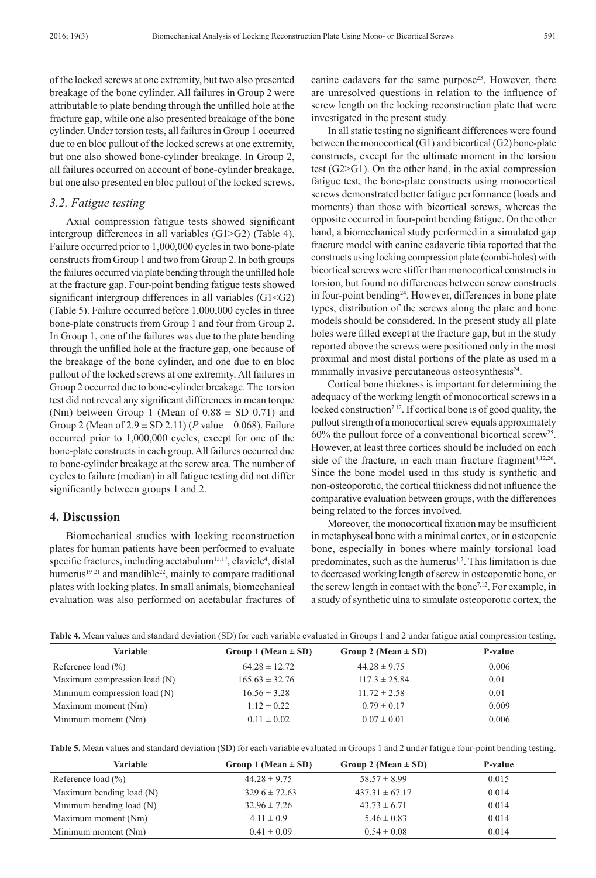of the locked screws at one extremity, but two also presented breakage of the bone cylinder. All failures in Group 2 were attributable to plate bending through the unfilled hole at the fracture gap, while one also presented breakage of the bone cylinder. Under torsion tests, all failures in Group 1 occurred due to en bloc pullout of the locked screws at one extremity, but one also showed bone-cylinder breakage. In Group 2, all failures occurred on account of bone-cylinder breakage, but one also presented en bloc pullout of the locked screws.

### 3.2. Fatigue testing

Axial compression fatigue tests showed significant intergroup differences in all variables (G1>G2) (Table 4). Failure occurred prior to 1,000,000 cycles in two bone-plate constructs from Group 1 and two from Group 2. In both groups the failures occurred via plate bending through the unfilled hole at the fracture gap. Four-point bending fatigue tests showed significant intergroup differences in all variables (G1<G2) (Table 5). Failure occurred before 1,000,000 cycles in three bone-plate constructs from Group 1 and four from Group 2. In Group 1, one of the failures was due to the plate bending through the unfilled hole at the fracture gap, one because of the breakage of the bone cylinder, and one due to en bloc pullout of the locked screws at one extremity. All failures in Group 2 occurred due to bone-cylinder breakage. The torsion test did not reveal any significant differences in mean torque (Nm) between Group 1 (Mean of $0.88 \pm$ SD 0.71) and Group 2 (Mean of $2.9 \pm$ SD 2.11) (*P* value = 0.068). Failure occurred prior to 1,000,000 cycles, except for one of the bone-plate constructs in each group. All failures occurred due to bone-cylinder breakage at the screw area. The number of cycles to failure (median) in all fatigue testing did not differ significantly between groups 1 and 2.

## 4. Discussion

Biomechanical studies with locking reconstruction plates for human patients have been performed to evaluate specific fractures, including acetabulum[15,17], clavicle[4], distal humerus[19-21] and mandible[22], mainly to compare traditional plates with locking plates. In small animals, biomechanical evaluation was also performed on acetabular fractures of canine cadavers for the same purpose[23]. However, there are unresolved questions in relation to the influence of screw length on the locking reconstruction plate that were investigated in the present study.

In all static testing no significant differences were found between the monocortical (G1) and bicortical (G2) bone-plate constructs, except for the ultimate moment in the torsion test (G2>G1). On the other hand, in the axial compression fatigue test, the bone-plate constructs using monocortical screws demonstrated better fatigue performance (loads and moments) than those with bicortical screws, whereas the opposite occurred in four-point bending fatigue. On the other hand, a biomechanical study performed in a simulated gap fracture model with canine cadaveric tibia reported that the constructs using locking compression plate (combi-holes) with bicortical screws were stiffer than monocortical constructs in torsion, but found no differences between screw constructs in four-point bending[24]. However, differences in bone plate types, distribution of the screws along the plate and bone models should be considered. In the present study all plate holes were filled except at the fracture gap, but in the study reported above the screws were positioned only in the most proximal and most distal portions of the plate as used in a minimally invasive percutaneous osteosynthesis[24].

Cortical bone thickness is important for determining the adequacy of the working length of monocortical screws in a locked construction[7,12]. If cortical bone is of good quality, the pullout strength of a monocortical screw equals approximately 60% the pullout force of a conventional bicortical screw[25]. However, at least three cortices should be included on each side of the fracture, in each main fracture fragment[8,12,26]. Since the bone model used in this study is synthetic and non-osteoporotic, the cortical thickness did not influence the comparative evaluation between groups, with the differences being related to the forces involved.

Moreover, the monocortical fixation may be insufficient in metaphyseal bone with a minimal cortex, or in osteopenic bone, especially in bones where mainly torsional load predominates, such as the humerus[1,7]. This limitation is due to decreased working length of screw in osteoporotic bone, or the screw length in contact with the bone[7,12]. For example, in a study of synthetic ulna to simulate osteoporotic cortex, the

**Table 4.** Mean values and standard deviation (SD) for each variable evaluated in Groups 1 and 2 under fatigue axial compression testing.

| Variable | Group 1 (Mean ± SD) | Group 2 (Mean ± SD) | P-value |
|---|---|---|---|
| Reference load (%) | 64.28 ± 12.72 | 44.28 ± 9.75 | 0.006 |
| Maximum compression load (N) | 165.63 ± 32.76 | 117.3 ± 25.84 | 0.01 |
| Minimum compression load (N) | 16.56 ± 3.28 | 11.72 ± 2.58 | 0.01 |
| Maximum moment (Nm) | 1.12 ± 0.22 | 0.79 ± 0.17 | 0.009 |
| Minimum moment (Nm) | 0.11 ± 0.02 | 0.07 ± 0.01 | 0.006 |

**Table 5.** Mean values and standard deviation (SD) for each variable evaluated in Groups 1 and 2 under fatigue four-point bending testing.

| Variable | Group 1 (Mean ± SD) | Group 2 (Mean ± SD) | P-value |
|---|---|---|---|
| Reference load (%) | 44.28 ± 9.75 | 58.57 ± 8.99 | 0.015 |
| Maximum bending load (N) | 329.6 ± 72.63 | 437.31 ± 67.17 | 0.014 |
| Minimum bending load (N) | 32.96 ± 7.26 | 43.73 ± 6.71 | 0.014 |
| Maximum moment (Nm) | 4.11 ± 0.9 | 5.46 ± 0.83 | 0.014 |
| Minimum moment (Nm) | 0.41 ± 0.09 | 0.54 ± 0.08 | 0.014 |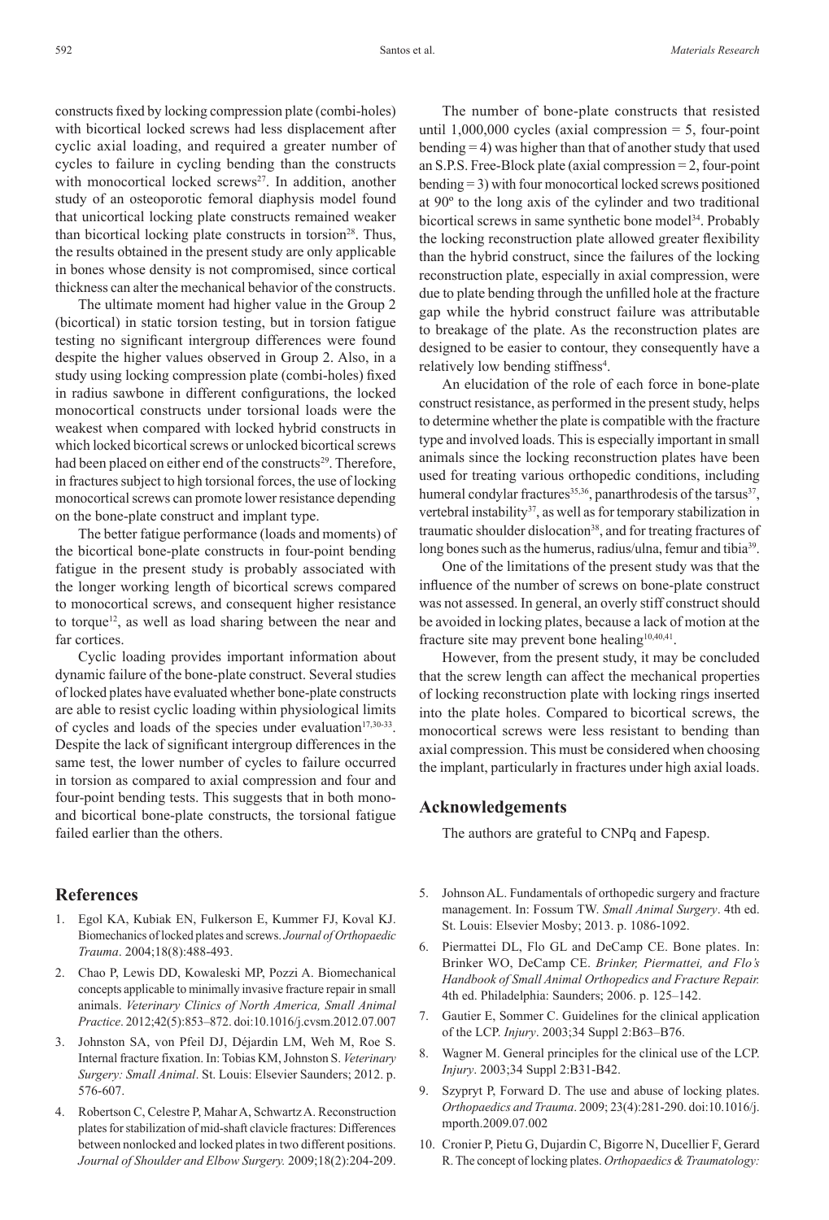constructs fixed by locking compression plate (combi-holes) with bicortical locked screws had less displacement after cyclic axial loading, and required a greater number of cycles to failure in cycling bending than the constructs with monocortical locked screws[27]. In addition, another study of an osteoporotic femoral diaphysis model found that unicortical locking plate constructs remained weaker than bicortical locking plate constructs in torsion[28]. Thus, the results obtained in the present study are only applicable in bones whose density is not compromised, since cortical thickness can alter the mechanical behavior of the constructs.

The ultimate moment had higher value in the Group 2 (bicortical) in static torsion testing, but in torsion fatigue testing no significant intergroup differences were found despite the higher values observed in Group 2. Also, in a study using locking compression plate (combi-holes) fixed in radius sawbone in different configurations, the locked monocortical constructs under torsional loads were the weakest when compared with locked hybrid constructs in which locked bicortical screws or unlocked bicortical screws had been placed on either end of the constructs[29]. Therefore, in fractures subject to high torsional forces, the use of locking monocortical screws can promote lower resistance depending on the bone-plate construct and implant type.

The better fatigue performance (loads and moments) of the bicortical bone-plate constructs in four-point bending fatigue in the present study is probably associated with the longer working length of bicortical screws compared to monocortical screws, and consequent higher resistance to torque[12], as well as load sharing between the near and far cortices.

Cyclic loading provides important information about dynamic failure of the bone-plate construct. Several studies of locked plates have evaluated whether bone-plate constructs are able to resist cyclic loading within physiological limits of cycles and loads of the species under evaluation[17,30-33]. Despite the lack of significant intergroup differences in the same test, the lower number of cycles to failure occurred in torsion as compared to axial compression and four and four-point bending tests. This suggests that in both mono- and bicortical bone-plate constructs, the torsional fatigue failed earlier than the others.

The number of bone-plate constructs that resisted until 1,000,000 cycles (axial compression = 5, four-point bending = 4) was higher than that of another study that used an S.P.S. Free-Block plate (axial compression = 2, four-point bending = 3) with four monocortical locked screws positioned at 90º to the long axis of the cylinder and two traditional bicortical screws in same synthetic bone model[34]. Probably the locking reconstruction plate allowed greater flexibility than the hybrid construct, since the failures of the locking reconstruction plate, especially in axial compression, were due to plate bending through the unfilled hole at the fracture gap while the hybrid construct failure was attributable to breakage of the plate. As the reconstruction plates are designed to be easier to contour, they consequently have a relatively low bending stiffness[4].

An elucidation of the role of each force in bone-plate construct resistance, as performed in the present study, helps to determine whether the plate is compatible with the fracture type and involved loads. This is especially important in small animals since the locking reconstruction plates have been used for treating various orthopedic conditions, including humeral condylar fractures[35,36], panarthrodesis of the tarsus[37], vertebral instability[37], as well as for temporary stabilization in traumatic shoulder dislocation[38], and for treating fractures of long bones such as the humerus, radius/ulna, femur and tibia[39].

One of the limitations of the present study was that the influence of the number of screws on bone-plate construct was not assessed. In general, an overly stiff construct should be avoided in locking plates, because a lack of motion at the fracture site may prevent bone healing[10,40,41].

However, from the present study, it may be concluded that the screw length can affect the mechanical properties of locking reconstruction plate with locking rings inserted into the plate holes. Compared to bicortical screws, the monocortical screws were less resistant to bending than axial compression. This must be considered when choosing the implant, particularly in fractures under high axial loads.

## Acknowledgements

The authors are grateful to CNPq and Fapesp.

## References

1. Egol KA, Kubiak EN, Fulkerson E, Kummer FJ, Koval KJ. Biomechanics of locked plates and screws. *Journal of Orthopaedic Trauma*. 2004;18(8):488-493.
2. Chao P, Lewis DD, Kowaleski MP, Pozzi A. Biomechanical concepts applicable to minimally invasive fracture repair in small animals. *Veterinary Clinics of North America, Small Animal Practice*. 2012;42(5):853–872. doi:10.1016/j.cvsm.2012.07.007
3. Johnston SA, von Pfeil DJ, Déjardin LM, Weh M, Roe S. Internal fracture fixation. In: Tobias KM, Johnston S. *Veterinary Surgery: Small Animal*. St. Louis: Elsevier Saunders; 2012. p. 576-607.
4. Robertson C, Celestre P, Mahar A, Schwartz A. Reconstruction plates for stabilization of mid-shaft clavicle fractures: Differences between nonlocked and locked plates in two different positions. *Journal of Shoulder and Elbow Surgery.* 2009;18(2):204-209.
5. Johnson AL. Fundamentals of orthopedic surgery and fracture management. In: Fossum TW. *Small Animal Surgery*. 4th ed. St. Louis: Elsevier Mosby; 2013. p. 1086-1092.
6. Piermattei DL, Flo GL and DeCamp CE. Bone plates. In: Brinker WO, DeCamp CE. *Brinker, Piermattei, and Flo's Handbook of Small Animal Orthopedics and Fracture Repair.* 4th ed. Philadelphia: Saunders; 2006. p. 125–142.
7. Gautier E, Sommer C. Guidelines for the clinical application of the LCP. *Injury*. 2003;34 Suppl 2:B63–B76.
8. Wagner M. General principles for the clinical use of the LCP. *Injury*. 2003;34 Suppl 2:B31-B42.
9. Szypryt P, Forward D. The use and abuse of locking plates. *Orthopaedics and Trauma*. 2009; 23(4):281-290. doi:10.1016/j.mporth.2009.07.002
10. Cronier P, Pietu G, Dujardin C, Bigorre N, Ducellier F, Gerard R. The concept of locking plates. *Orthopaedics & Traumatology:*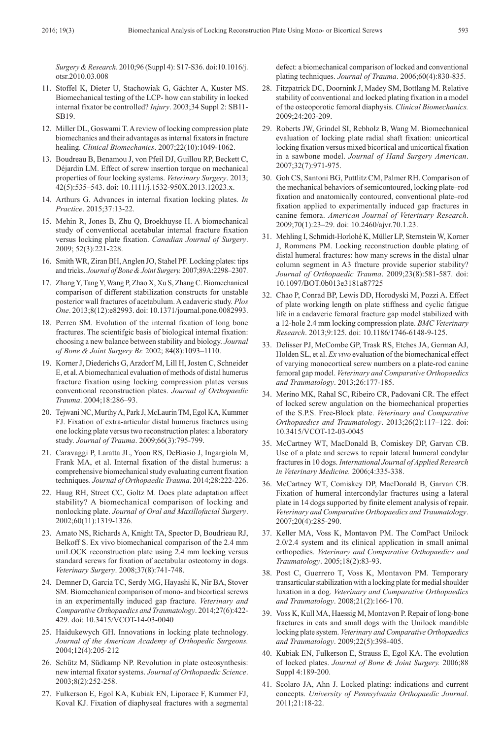*Surgery & Research*. 2010;96 (Suppl 4): S17-S36. doi:10.1016/j.otsr.2010.03.008

11. Stoffel K, Dieter U, Stachowiak G, Gächter A, Kuster MS. Biomechanical testing of the LCP- how can stability in locked internal fixator be controlled? *Injury*. 2003;34 Suppl 2: SB11-SB19.

12. Miller DL, Goswami T. A review of locking compression plate biomechanics and their advantages as internal fixators in fracture healing. *Clinical Biomechanics*. 2007;22(10):1049-1062.

13. Boudreau B, Benamou J, von Pfeil DJ, Guillou RP, Beckett C, Déjardin LM. Effect of screw insertion torque on mechanical properties of four locking systems. *Veterinary Surgery*. 2013; 42(5):535–543. doi: 10.1111/j.1532-950X.2013.12023.x.

14. Arthurs G. Advances in internal fixation locking plates. *In Practice*. 2015;37:13-22.

15. Mehin R, Jones B, Zhu Q, Broekhuyse H. A biomechanical study of conventional acetabular internal fracture fixation versus locking plate fixation. *Canadian Journal of Surgery*. 2009; 52(3):221-228.

16. Smith WR, Ziran BH, Anglen JO, Stahel PF. Locking plates: tips and tricks. *Journal of Bone & Joint Surgery.* 2007;89A:2298–2307.

17. Zhang Y, Tang Y, Wang P, Zhao X, Xu S, Zhang C. Biomechanical comparison of different stabilization constructs for unstable posterior wall fractures of acetabulum. A cadaveric study. *Plos One*. 2013;8(12):e82993. doi: 10.1371/journal.pone.0082993.

18. Perren SM. Evolution of the internal fixation of long bone fractures. The scientifgic basis of biological internal fixation: choosing a new balance between stability and biology. *Journal of Bone & Joint Surgery Br.* 2002; 84(8):1093–1110.

19. Korner J, Diederichs G, Arzdorf M, Lill H, Josten C, Schneider E, et al. A biomechanical evaluation of methods of distal humerus fracture fixation using locking compression plates versus conventional reconstruction plates. *Journal of Orthopaedic Trauma*. 2004;18:286–93.

20. Tejwani NC, Murthy A, Park J, McLaurin TM, Egol KA, Kummer FJ. Fixation of extra-articular distal humerus fractures using one locking plate versus two reconstruction plates: a laboratory study. *Journal of Trauma*. 2009;66(3):795-799.

21. Caravaggi P, Laratta JL, Yoon RS, DeBiasio J, Ingargiola M, Frank MA, et al. Internal fixation of the distal humerus: a comprehensive biomechanical study evaluating current fixation techniques. *Journal of Orthopaedic Trauma*. 2014;28:222-226.

22. Haug RH, Street CC, Goltz M. Does plate adaptation affect stability? A biomechanical comparison of locking and nonlocking plate. *Journal of Oral and Maxillofacial Surgery*. 2002;60(11):1319-1326.

23. Amato NS, Richards A, Knight TA, Spector D, Boudrieau RJ, Belkoff S. Ex vivo biomechanical comparison of the 2.4 mm uniLOCK reconstruction plate using 2.4 mm locking versus standard screws for fixation of acetabular osteotomy in dogs. *Veterinary Surgery*. 2008;37(8):741-748.

24. Demner D, Garcia TC, Serdy MG, Hayashi K, Nir BA, Stover SM. Biomechanical comparison of mono- and bicortical screws in an experimentally induced gap fracture. *Veterinary and Comparative Orthopaedics and Traumatology*. 2014;27(6):422-429. doi: 10.3415/VCOT-14-03-0040

25. Haidukewych GH. Innovations in locking plate technology. *Journal of the American Academy of Orthopedic Surgeons.* 2004;12(4):205-212

26. Schütz M, Südkamp NP. Revolution in plate osteosynthesis: new internal fixator systems. *Journal of Orthopaedic Science*. 2003;8(2):252-258.

27. Fulkerson E, Egol KA, Kubiak EN, Liporace F, Kummer FJ, Koval KJ. Fixation of diaphyseal fractures with a segmental defect: a biomechanical comparison of locked and conventional plating techniques. *Journal of Trauma*. 2006;60(4):830-835.

28. Fitzpatrick DC, Doornink J, Madey SM, Bottlang M. Relative stability of conventional and locked plating fixation in a model of the osteoporotic femoral diaphysis. *Clinical Biomechanics.* 2009;24:203-209.

29. Roberts JW, Grindel SI, Rebholz B, Wang M. Biomechanical evaluation of locking plate radial shaft fixation: unicortical locking fixation versus mixed bicortical and unicortical fixation in a sawbone model. *Journal of Hand Surgery American*. 2007;32(7):971-975.

30. Goh CS, Santoni BG, Puttlitz CM, Palmer RH. Comparison of the mechanical behaviors of semicontoured, locking plate–rod fixation and anatomically contoured, conventional plate–rod fixation applied to experimentally induced gap fractures in canine femora. *American Journal of Veterinary Research*. 2009;70(1):23–29. doi: 10.2460/ajvr.70.1.23.

31. Mehling I, Schmidt-Horlohé K, Müller LP, Sternstein W, Korner J, Rommens PM. Locking reconstruction double plating of distal humeral fractures: how many screws in the distal ulnar column segment in A3 fracture provide superior stability? *Journal of Orthopaedic Trauma*. 2009;23(8):581-587. doi: 10.1097/BOT.0b013e3181a87725

32. Chao P, Conrad BP, Lewis DD, Horodyski M, Pozzi A. Effect of plate working length on plate stiffness and cyclic fatigue life in a cadaveric femoral fracture gap model stabilized with a 12-hole 2.4 mm locking compression plate. *BMC Veterinary Research*. 2013;9:125. doi: 10.1186/1746-6148-9-125.

33. Delisser PJ, McCombe GP, Trask RS, Etches JA, German AJ, Holden SL, et al. *Ex vivo* evaluation of the biomechanical effect of varying monocortical screw numbers on a plate-rod canine femoral gap model. *Veterinary and Comparative Orthopaedics and Traumatology*. 2013;26:177-185.

34. Merino MK, Rahal SC, Ribeiro CR, Padovani CR. The effect of locked screw angulation on the biomechanical properties of the S.P.S. Free-Block plate. *Veterinary and Comparative Orthopaedics and Traumatology*. 2013;26(2):117–122. doi: 10.3415/VCOT-12-03-0045

35. McCartney WT, MacDonald B, Comiskey DP, Garvan CB. Use of a plate and screws to repair lateral humeral condylar fractures in 10 dogs. *International Journal of Applied Research in Veterinary Medicine.* 2006;4:335-338.

36. McCartney WT, Comiskey DP, MacDonald B, Garvan CB. Fixation of humeral intercondylar fractures using a lateral plate in 14 dogs supported by finite element analysis of repair. *Veterinary and Comparative Orthopaedics and Traumatology*. 2007;20(4):285-290.

37. Keller MA, Voss K, Montavon PM. The ComPact Unilock 2.0/2.4 system and its clinical application in small animal orthopedics. *Veterinary and Comparative Orthopaedics and Traumatology*. 2005;18(2):83-93.

38. Post C, Guerrero T, Voss K, Montavon PM. Temporary transarticular stabilization with a locking plate for medial shoulder luxation in a dog. *Veterinary and Comparative Orthopaedics and Traumatology*. 2008;21(2):166-170.

39. Voss K, Kull MA, Haessig M, Montavon P. Repair of long-bone fractures in cats and small dogs with the Unilock mandible locking plate system. *Veterinary and Comparative Orthopaedics and Traumatology*. 2009;22(5):398-405.

40. Kubiak EN, Fulkerson E, Strauss E, Egol KA. The evolution of locked plates. *Journal of Bone & Joint Surgery.* 2006;88 Suppl 4:189-200.

41. Scolaro JA, Ahn J. Locked plating: indications and current concepts. *University of Pennsylvania Orthopaedic Journal*. 2011;21:18-22.